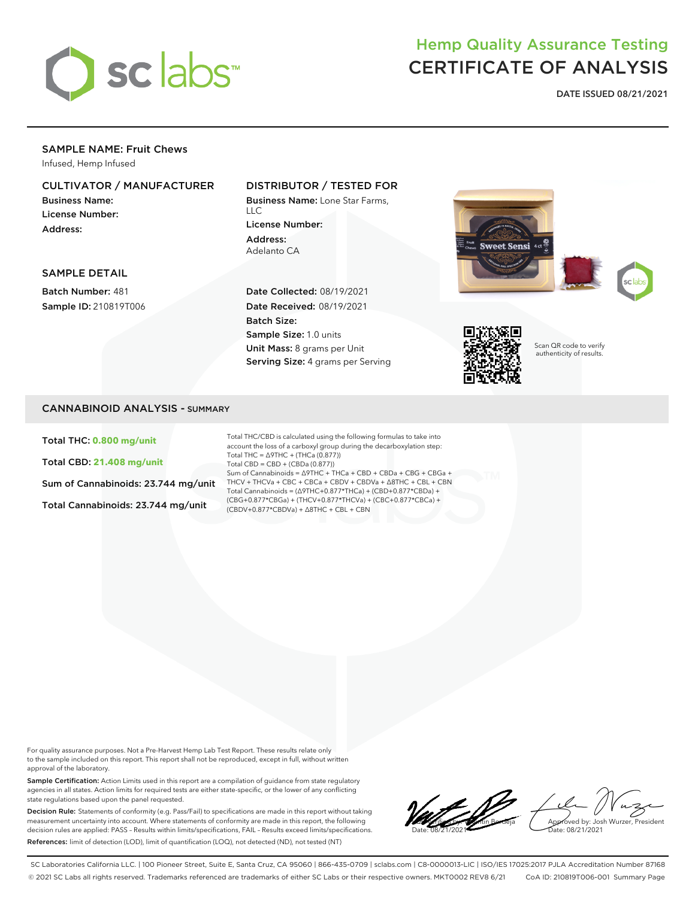# Hemp Quality Assurance Testing
# CERTIFICATE OF ANALYSIS

**DATE ISSUED 08/21/2021**

## SAMPLE NAME: Fruit Chews

Infused, Hemp Infused

### CULTIVATOR / MANUFACTURER

**Business Name:**
**License Number:**
**Address:**

### DISTRIBUTOR / TESTED FOR

**Business Name:** Lone Star Farms, LLC
**License Number:**
**Address:**
Adelanto CA

### SAMPLE DETAIL

**Batch Number:** 481
**Sample ID:** 210819T006

**Date Collected:** 08/19/2021
**Date Received:** 08/19/2021
**Batch Size:**
**Sample Size:** 1.0 units
**Unit Mass:** 8 grams per Unit
**Serving Size:** 4 grams per Serving

Scan QR code to verify authenticity of results.

## CANNABINOID ANALYSIS - SUMMARY

**Total THC: 0.800 mg/unit**

**Total CBD: 21.408 mg/unit**

Sum of Cannabinoids: 23.744 mg/unit

Total Cannabinoids: 23.744 mg/unit

Total THC/CBD is calculated using the following formulas to take into account the loss of a carboxyl group during the decarboxylation step:
Total THC = Δ9THC + (THCa (0.877))
Total CBD = CBD + (CBDa (0.877))
Sum of Cannabinoids = Δ9THC + THCa + CBD + CBDa + CBG + CBGa + THCV + THCVa + CBC + CBCa + CBDV + CBDVa + Δ8THC + CBL + CBN
Total Cannabinoids = (Δ9THC+0.877*THCa) + (CBD+0.877*CBDa) + (CBG+0.877*CBGa) + (THCV+0.877*THCVa) + (CBC+0.877*CBCa) + (CBDV+0.877*CBDVa) + Δ8THC + CBL + CBN

For quality assurance purposes. Not a Pre-Harvest Hemp Lab Test Report. These results relate only to the sample included on this report. This report shall not be reproduced, except in full, without written approval of the laboratory.

**Sample Certification:** Action Limits used in this report are a compilation of guidance from state regulatory agencies in all states. Action limits for required tests are either state-specific, or the lower of any conflicting state regulations based upon the panel requested.

**Decision Rule:** Statements of conformity (e.g. Pass/Fail) to specifications are made in this report without taking measurement uncertainty into account. Where statements of conformity are made in this report, the following decision rules are applied: PASS – Results within limits/specifications, FAIL – Results exceed limits/specifications.

**References:** limit of detection (LOD), limit of quantification (LOQ), not detected (ND), not tested (NT)

Verified by: Valentin Berdeja
Date: 08/21/2021

Approved by: Josh Wurzer, President
Date: 08/21/2021

SC Laboratories California LLC. | 100 Pioneer Street, Suite E, Santa Cruz, CA 95060 | 866-435-0709 | sclabs.com | C8-0000013-LIC | ISO/IES 17025:2017 PJLA Accreditation Number 87168
© 2021 SC Labs all rights reserved. Trademarks referenced are trademarks of either SC Labs or their respective owners. MKT0002 REV8 6/21 CoA ID: 210819T006-001 Summary Page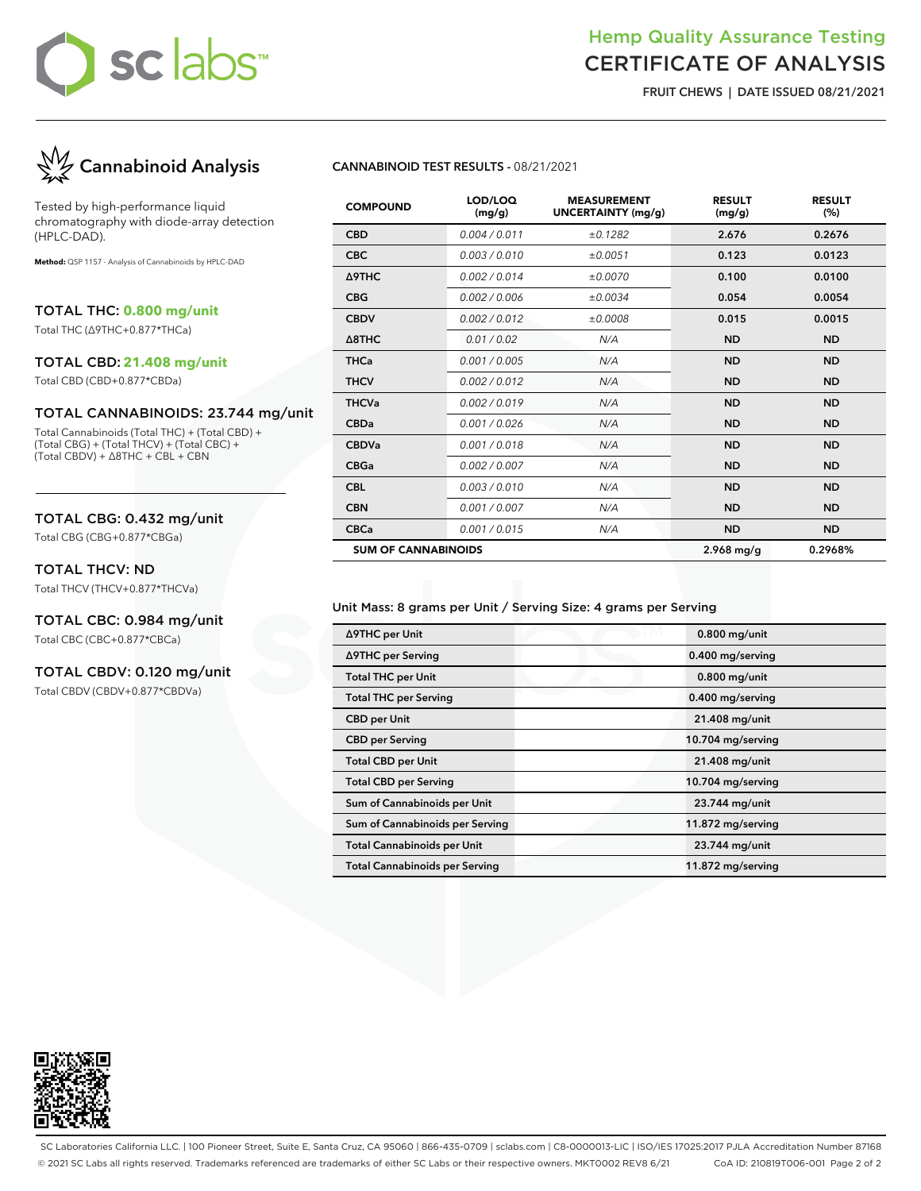# Hemp Quality Assurance Testing
# CERTIFICATE OF ANALYSIS

**FRUIT CHEWS | DATE ISSUED 08/21/2021**

## Cannabinoid Analysis

Tested by high-performance liquid chromatography with diode-array detection (HPLC-DAD).

**Method:** QSP 1157 - Analysis of Cannabinoids by HPLC-DAD

### TOTAL THC: 0.800 mg/unit

Total THC (Δ9THC+0.877*THCa)

### TOTAL CBD: 21.408 mg/unit

Total CBD (CBD+0.877*CBDa)

### TOTAL CANNABINOIDS: 23.744 mg/unit

Total Cannabinoids (Total THC) + (Total CBD) + (Total CBG) + (Total THCV) + (Total CBC) + (Total CBDV) + Δ8THC + CBL + CBN

### TOTAL CBG: 0.432 mg/unit

Total CBG (CBG+0.877*CBGa)

### TOTAL THCV: ND

Total THCV (THCV+0.877*THCVa)

### TOTAL CBC: 0.984 mg/unit

Total CBC (CBC+0.877*CBCa)

### TOTAL CBDV: 0.120 mg/unit

Total CBDV (CBDV+0.877*CBDVa)

**CANNABINOID TEST RESULTS** - 08/21/2021

| COMPOUND | LOD/LOQ (mg/g) | MEASUREMENT UNCERTAINTY (mg/g) | RESULT (mg/g) | RESULT (%) |
|---|---|---|---|---|
| CBD | 0.004 / 0.011 | ±0.1282 | 2.676 | 0.2676 |
| CBC | 0.003 / 0.010 | ±0.0051 | 0.123 | 0.0123 |
| Δ9THC | 0.002 / 0.014 | ±0.0070 | 0.100 | 0.0100 |
| CBG | 0.002 / 0.006 | ±0.0034 | 0.054 | 0.0054 |
| CBDV | 0.002 / 0.012 | ±0.0008 | 0.015 | 0.0015 |
| Δ8THC | 0.01 / 0.02 | N/A | ND | ND |
| THCa | 0.001 / 0.005 | N/A | ND | ND |
| THCV | 0.002 / 0.012 | N/A | ND | ND |
| THCVa | 0.002 / 0.019 | N/A | ND | ND |
| CBDa | 0.001 / 0.026 | N/A | ND | ND |
| CBDVa | 0.001 / 0.018 | N/A | ND | ND |
| CBGa | 0.002 / 0.007 | N/A | ND | ND |
| CBL | 0.003 / 0.010 | N/A | ND | ND |
| CBN | 0.001 / 0.007 | N/A | ND | ND |
| CBCa | 0.001 / 0.015 | N/A | ND | ND |
| **SUM OF CANNABINOIDS** | | | **2.968 mg/g** | **0.2968%** |

Unit Mass: 8 grams per Unit / Serving Size: 4 grams per Serving

| | |
|---|---|
| Δ9THC per Unit | 0.800 mg/unit |
| Δ9THC per Serving | 0.400 mg/serving |
| Total THC per Unit | 0.800 mg/unit |
| Total THC per Serving | 0.400 mg/serving |
| CBD per Unit | 21.408 mg/unit |
| CBD per Serving | 10.704 mg/serving |
| Total CBD per Unit | 21.408 mg/unit |
| Total CBD per Serving | 10.704 mg/serving |
| Sum of Cannabinoids per Unit | 23.744 mg/unit |
| Sum of Cannabinoids per Serving | 11.872 mg/serving |
| Total Cannabinoids per Unit | 23.744 mg/unit |
| Total Cannabinoids per Serving | 11.872 mg/serving |

SC Laboratories California LLC. | 100 Pioneer Street, Suite E, Santa Cruz, CA 95060 | 866-435-0709 | sclabs.com | C8-0000013-LIC | ISO/IES 17025:2017 PJLA Accreditation Number 87168
© 2021 SC Labs all rights reserved. Trademarks referenced are trademarks of either SC Labs or their respective owners. MKT0002 REV8 6/21 CoA ID: 210819T006-001